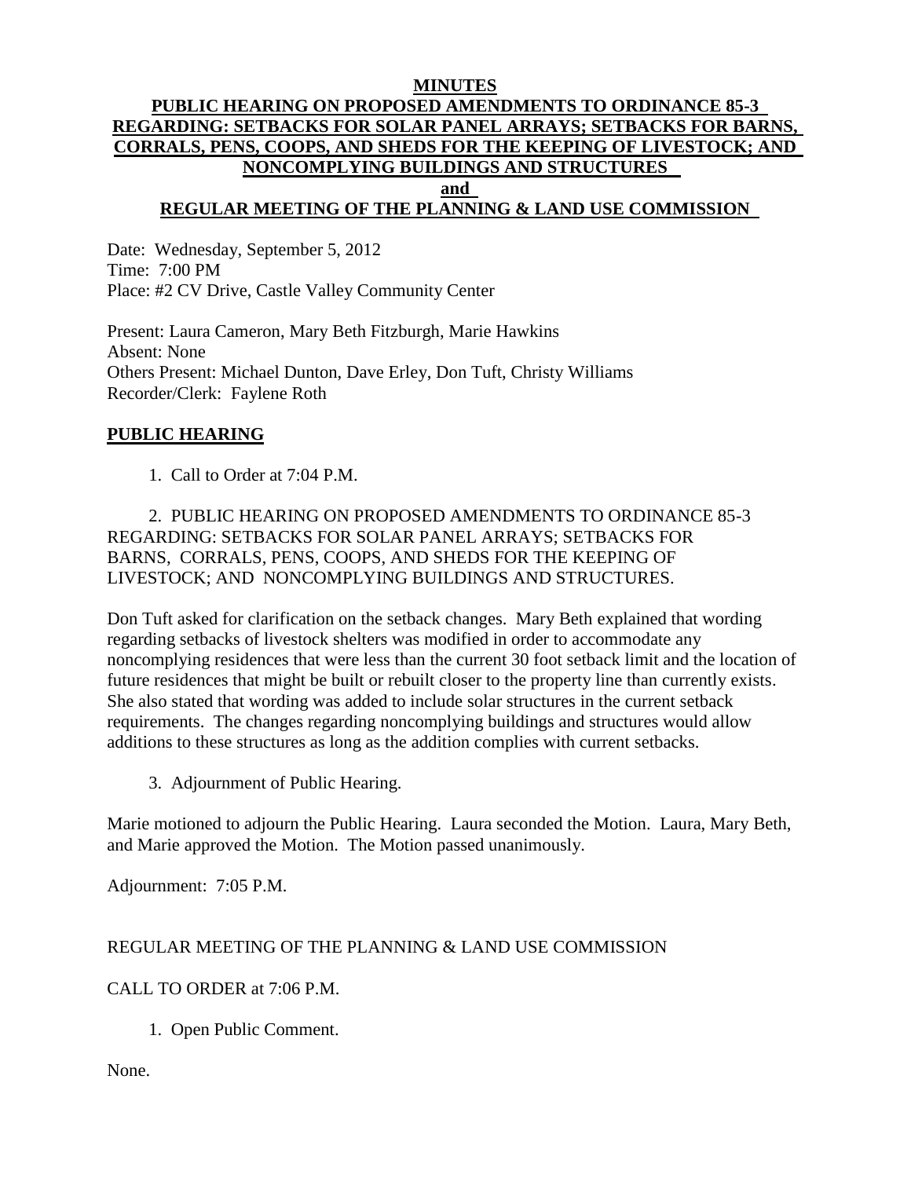**MINUTES**

**PUBLIC HEARING ON PROPOSED AMENDMENTS TO ORDINANCE 85-3 REGARDING: SETBACKS FOR SOLAR PANEL ARRAYS; SETBACKS FOR BARNS, CORRALS, PENS, COOPS, AND SHEDS FOR THE KEEPING OF LIVESTOCK; AND NONCOMPLYING BUILDINGS AND STRUCTURES**

**and**

**REGULAR MEETING OF THE PLANNING & LAND USE COMMISSION**

Date: Wednesday, September 5, 2012
Time: 7:00 PM
Place: #2 CV Drive, Castle Valley Community Center

Present: Laura Cameron, Mary Beth Fitzburgh, Marie Hawkins
Absent: None
Others Present: Michael Dunton, Dave Erley, Don Tuft, Christy Williams
Recorder/Clerk: Faylene Roth

## PUBLIC HEARING

1. Call to Order at 7:04 P.M.

2. PUBLIC HEARING ON PROPOSED AMENDMENTS TO ORDINANCE 85-3 REGARDING: SETBACKS FOR SOLAR PANEL ARRAYS; SETBACKS FOR BARNS, CORRALS, PENS, COOPS, AND SHEDS FOR THE KEEPING OF LIVESTOCK; AND NONCOMPLYING BUILDINGS AND STRUCTURES.

Don Tuft asked for clarification on the setback changes. Mary Beth explained that wording regarding setbacks of livestock shelters was modified in order to accommodate any noncomplying residences that were less than the current 30 foot setback limit and the location of future residences that might be built or rebuilt closer to the property line than currently exists. She also stated that wording was added to include solar structures in the current setback requirements. The changes regarding noncomplying buildings and structures would allow additions to these structures as long as the addition complies with current setbacks.

3. Adjournment of Public Hearing.

Marie motioned to adjourn the Public Hearing. Laura seconded the Motion. Laura, Mary Beth, and Marie approved the Motion. The Motion passed unanimously.

Adjournment: 7:05 P.M.

REGULAR MEETING OF THE PLANNING & LAND USE COMMISSION

CALL TO ORDER at 7:06 P.M.

1. Open Public Comment.

None.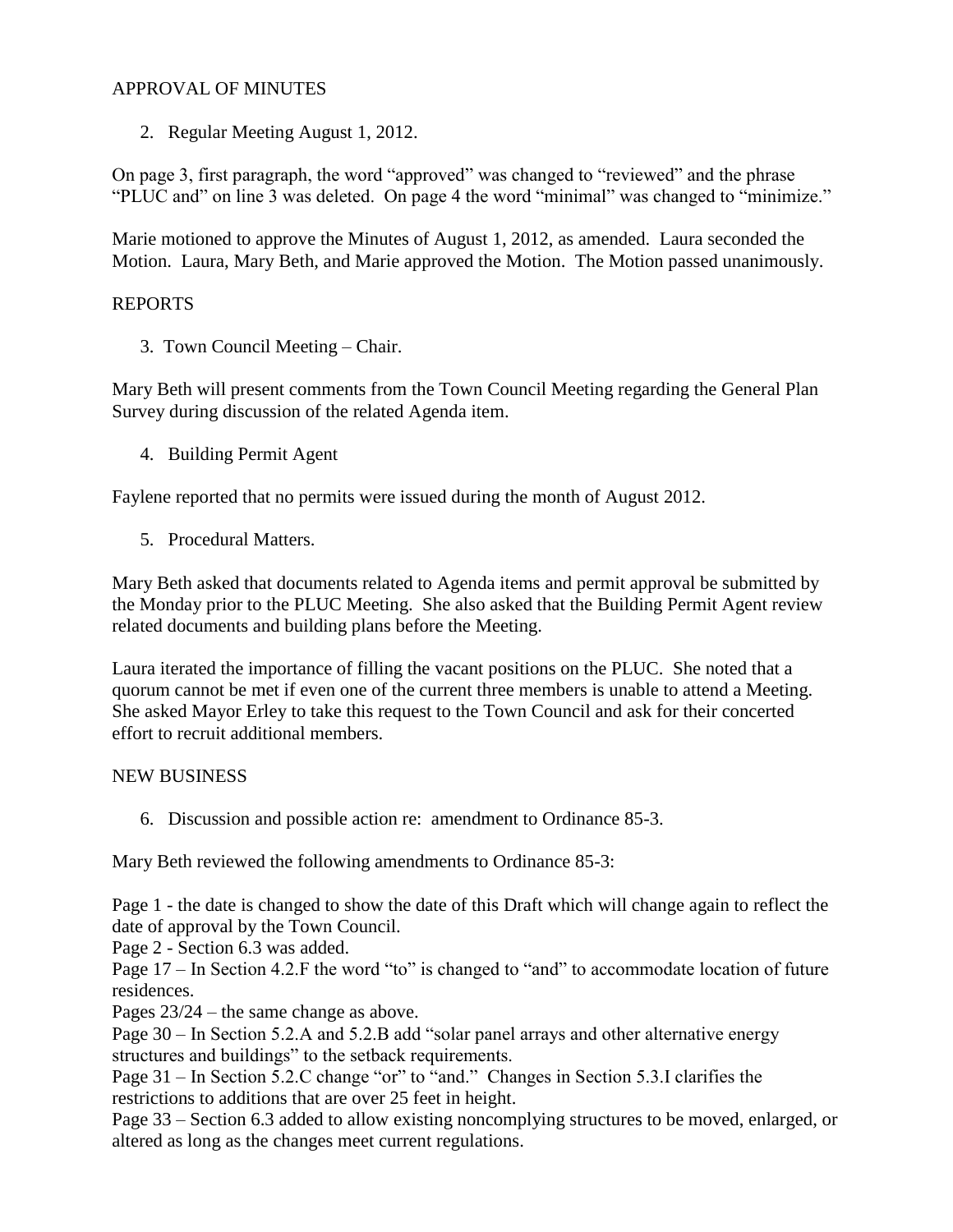## APPROVAL OF MINUTES

2. Regular Meeting August 1, 2012.

On page 3, first paragraph, the word "approved" was changed to "reviewed" and the phrase "PLUC and" on line 3 was deleted. On page 4 the word "minimal" was changed to "minimize."

Marie motioned to approve the Minutes of August 1, 2012, as amended. Laura seconded the Motion. Laura, Mary Beth, and Marie approved the Motion. The Motion passed unanimously.

## REPORTS

3. Town Council Meeting – Chair.

Mary Beth will present comments from the Town Council Meeting regarding the General Plan Survey during discussion of the related Agenda item.

4. Building Permit Agent

Faylene reported that no permits were issued during the month of August 2012.

5. Procedural Matters.

Mary Beth asked that documents related to Agenda items and permit approval be submitted by the Monday prior to the PLUC Meeting. She also asked that the Building Permit Agent review related documents and building plans before the Meeting.

Laura iterated the importance of filling the vacant positions on the PLUC. She noted that a quorum cannot be met if even one of the current three members is unable to attend a Meeting. She asked Mayor Erley to take this request to the Town Council and ask for their concerted effort to recruit additional members.

## NEW BUSINESS

6. Discussion and possible action re: amendment to Ordinance 85-3.

Mary Beth reviewed the following amendments to Ordinance 85-3:

Page 1 - the date is changed to show the date of this Draft which will change again to reflect the date of approval by the Town Council.
Page 2 - Section 6.3 was added.
Page 17 – In Section 4.2.F the word "to" is changed to "and" to accommodate location of future residences.
Pages 23/24 – the same change as above.
Page 30 – In Section 5.2.A and 5.2.B add "solar panel arrays and other alternative energy structures and buildings" to the setback requirements.
Page 31 – In Section 5.2.C change "or" to "and." Changes in Section 5.3.I clarifies the restrictions to additions that are over 25 feet in height.
Page 33 – Section 6.3 added to allow existing noncomplying structures to be moved, enlarged, or altered as long as the changes meet current regulations.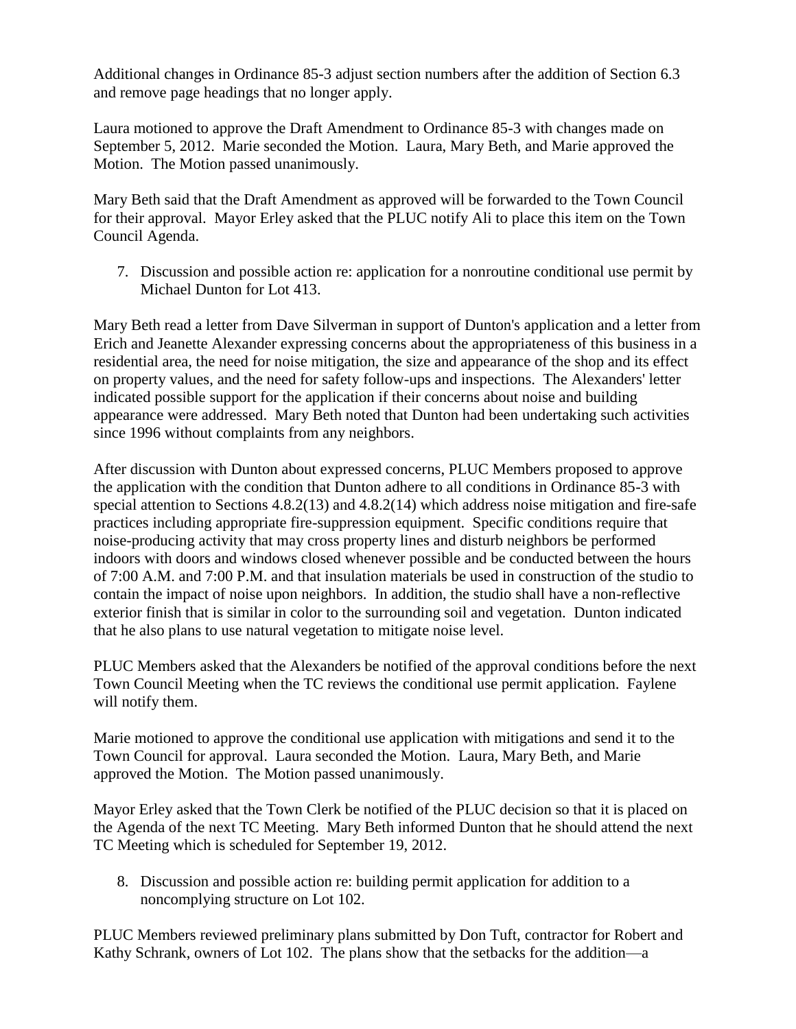Additional changes in Ordinance 85-3 adjust section numbers after the addition of Section 6.3 and remove page headings that no longer apply.

Laura motioned to approve the Draft Amendment to Ordinance 85-3 with changes made on September 5, 2012. Marie seconded the Motion. Laura, Mary Beth, and Marie approved the Motion. The Motion passed unanimously.

Mary Beth said that the Draft Amendment as approved will be forwarded to the Town Council for their approval. Mayor Erley asked that the PLUC notify Ali to place this item on the Town Council Agenda.

7. Discussion and possible action re: application for a nonroutine conditional use permit by Michael Dunton for Lot 413.

Mary Beth read a letter from Dave Silverman in support of Dunton's application and a letter from Erich and Jeanette Alexander expressing concerns about the appropriateness of this business in a residential area, the need for noise mitigation, the size and appearance of the shop and its effect on property values, and the need for safety follow-ups and inspections. The Alexanders' letter indicated possible support for the application if their concerns about noise and building appearance were addressed. Mary Beth noted that Dunton had been undertaking such activities since 1996 without complaints from any neighbors.

After discussion with Dunton about expressed concerns, PLUC Members proposed to approve the application with the condition that Dunton adhere to all conditions in Ordinance 85-3 with special attention to Sections 4.8.2(13) and 4.8.2(14) which address noise mitigation and fire-safe practices including appropriate fire-suppression equipment. Specific conditions require that noise-producing activity that may cross property lines and disturb neighbors be performed indoors with doors and windows closed whenever possible and be conducted between the hours of 7:00 A.M. and 7:00 P.M. and that insulation materials be used in construction of the studio to contain the impact of noise upon neighbors. In addition, the studio shall have a non-reflective exterior finish that is similar in color to the surrounding soil and vegetation. Dunton indicated that he also plans to use natural vegetation to mitigate noise level.

PLUC Members asked that the Alexanders be notified of the approval conditions before the next Town Council Meeting when the TC reviews the conditional use permit application. Faylene will notify them.

Marie motioned to approve the conditional use application with mitigations and send it to the Town Council for approval. Laura seconded the Motion. Laura, Mary Beth, and Marie approved the Motion. The Motion passed unanimously.

Mayor Erley asked that the Town Clerk be notified of the PLUC decision so that it is placed on the Agenda of the next TC Meeting. Mary Beth informed Dunton that he should attend the next TC Meeting which is scheduled for September 19, 2012.

8. Discussion and possible action re: building permit application for addition to a noncomplying structure on Lot 102.

PLUC Members reviewed preliminary plans submitted by Don Tuft, contractor for Robert and Kathy Schrank, owners of Lot 102. The plans show that the setbacks for the addition—a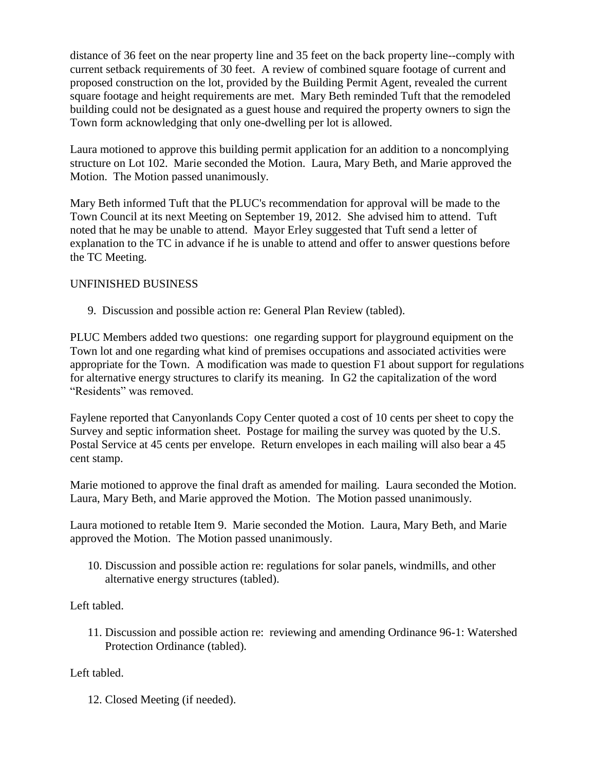distance of 36 feet on the near property line and 35 feet on the back property line--comply with current setback requirements of 30 feet. A review of combined square footage of current and proposed construction on the lot, provided by the Building Permit Agent, revealed the current square footage and height requirements are met. Mary Beth reminded Tuft that the remodeled building could not be designated as a guest house and required the property owners to sign the Town form acknowledging that only one-dwelling per lot is allowed.

Laura motioned to approve this building permit application for an addition to a noncomplying structure on Lot 102. Marie seconded the Motion. Laura, Mary Beth, and Marie approved the Motion. The Motion passed unanimously.

Mary Beth informed Tuft that the PLUC's recommendation for approval will be made to the Town Council at its next Meeting on September 19, 2012. She advised him to attend. Tuft noted that he may be unable to attend. Mayor Erley suggested that Tuft send a letter of explanation to the TC in advance if he is unable to attend and offer to answer questions before the TC Meeting.

UNFINISHED BUSINESS

9. Discussion and possible action re: General Plan Review (tabled).

PLUC Members added two questions: one regarding support for playground equipment on the Town lot and one regarding what kind of premises occupations and associated activities were appropriate for the Town. A modification was made to question F1 about support for regulations for alternative energy structures to clarify its meaning. In G2 the capitalization of the word "Residents" was removed.

Faylene reported that Canyonlands Copy Center quoted a cost of 10 cents per sheet to copy the Survey and septic information sheet. Postage for mailing the survey was quoted by the U.S. Postal Service at 45 cents per envelope. Return envelopes in each mailing will also bear a 45 cent stamp.

Marie motioned to approve the final draft as amended for mailing. Laura seconded the Motion. Laura, Mary Beth, and Marie approved the Motion. The Motion passed unanimously.

Laura motioned to retable Item 9. Marie seconded the Motion. Laura, Mary Beth, and Marie approved the Motion. The Motion passed unanimously.

10. Discussion and possible action re: regulations for solar panels, windmills, and other alternative energy structures (tabled).

Left tabled.

11. Discussion and possible action re: reviewing and amending Ordinance 96-1: Watershed Protection Ordinance (tabled).

Left tabled.

12. Closed Meeting (if needed).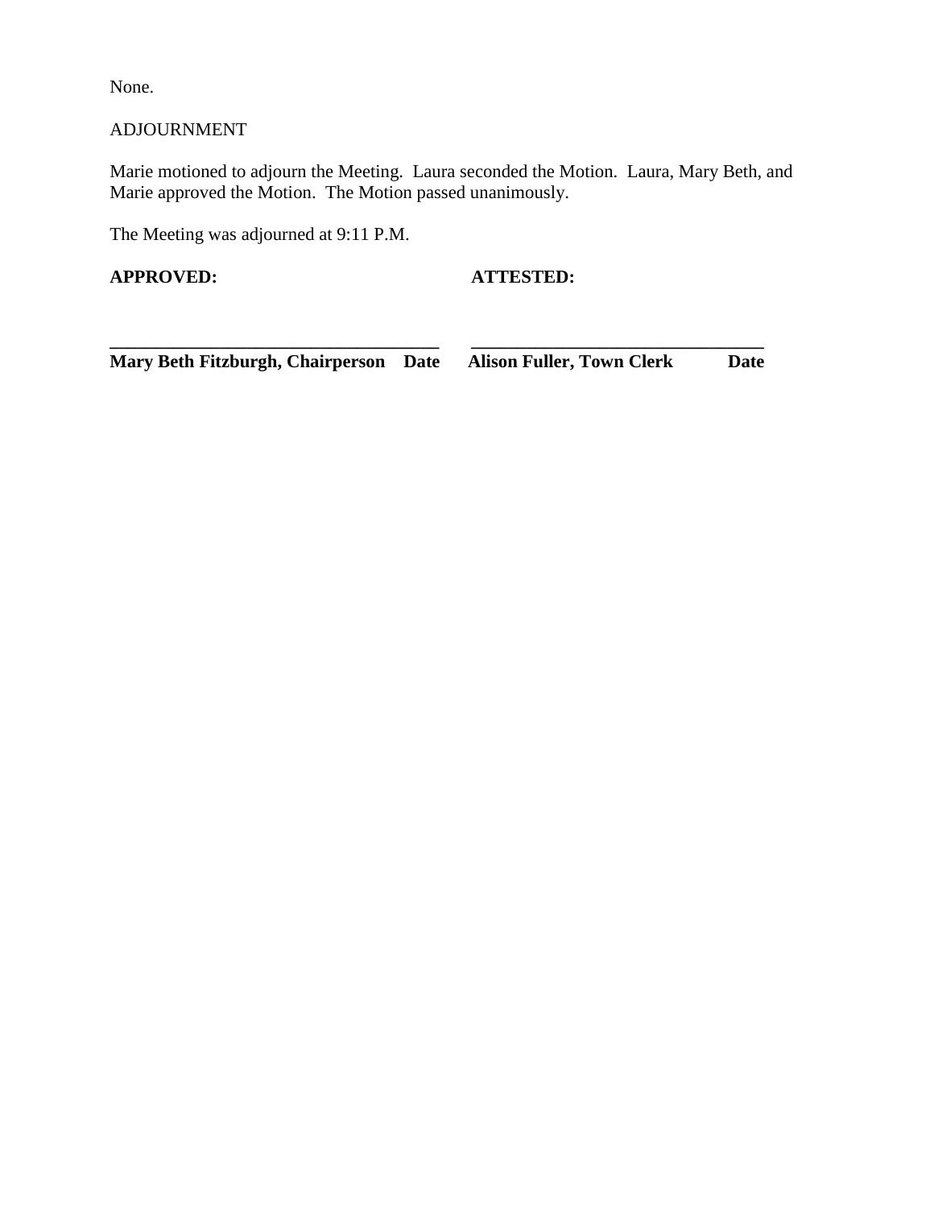None.

ADJOURNMENT

Marie motioned to adjourn the Meeting. Laura seconded the Motion. Laura, Mary Beth, and Marie approved the Motion. The Motion passed unanimously.

The Meeting was adjourned at 9:11 P.M.

| | |
|---|---|
| **APPROVED:** | **ATTESTED:** |
| ____________________________________ | ________________________________ |
| **Mary Beth Fitzburgh, Chairperson Date** | **Alison Fuller, Town Clerk Date** |